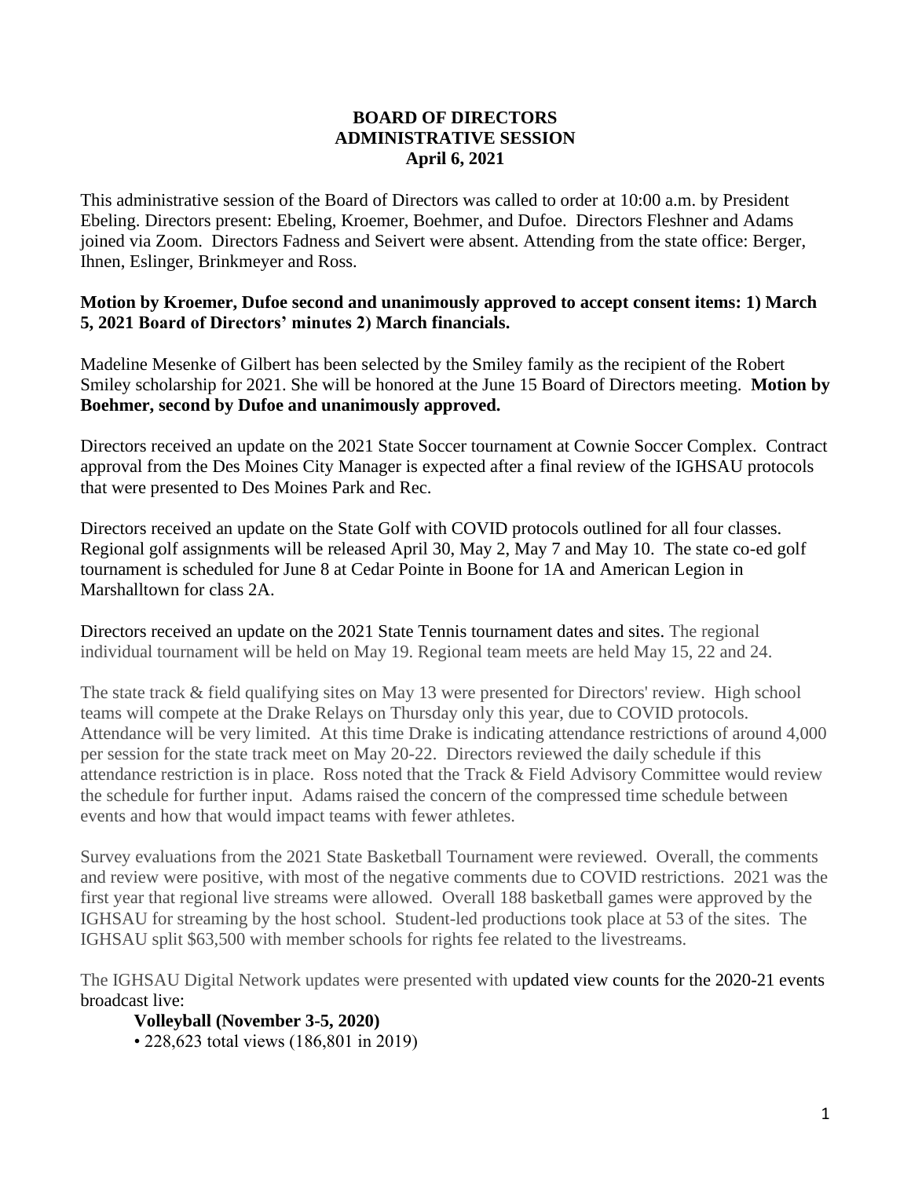**BOARD OF DIRECTORS**
**ADMINISTRATIVE SESSION**
**April 6, 2021**

This administrative session of the Board of Directors was called to order at 10:00 a.m. by President Ebeling. Directors present: Ebeling, Kroemer, Boehmer, and Dufoe. Directors Fleshner and Adams joined via Zoom. Directors Fadness and Seivert were absent. Attending from the state office: Berger, Ihnen, Eslinger, Brinkmeyer and Ross.

**Motion by Kroemer, Dufoe second and unanimously approved to accept consent items: 1) March 5, 2021 Board of Directors' minutes 2) March financials.**

Madeline Mesenke of Gilbert has been selected by the Smiley family as the recipient of the Robert Smiley scholarship for 2021. She will be honored at the June 15 Board of Directors meeting. **Motion by Boehmer, second by Dufoe and unanimously approved.**

Directors received an update on the 2021 State Soccer tournament at Cownie Soccer Complex. Contract approval from the Des Moines City Manager is expected after a final review of the IGHSAU protocols that were presented to Des Moines Park and Rec.

Directors received an update on the State Golf with COVID protocols outlined for all four classes. Regional golf assignments will be released April 30, May 2, May 7 and May 10. The state co-ed golf tournament is scheduled for June 8 at Cedar Pointe in Boone for 1A and American Legion in Marshalltown for class 2A.

Directors received an update on the 2021 State Tennis tournament dates and sites. The regional individual tournament will be held on May 19. Regional team meets are held May 15, 22 and 24.

The state track & field qualifying sites on May 13 were presented for Directors' review. High school teams will compete at the Drake Relays on Thursday only this year, due to COVID protocols. Attendance will be very limited. At this time Drake is indicating attendance restrictions of around 4,000 per session for the state track meet on May 20-22. Directors reviewed the daily schedule if this attendance restriction is in place. Ross noted that the Track & Field Advisory Committee would review the schedule for further input. Adams raised the concern of the compressed time schedule between events and how that would impact teams with fewer athletes.

Survey evaluations from the 2021 State Basketball Tournament were reviewed. Overall, the comments and review were positive, with most of the negative comments due to COVID restrictions. 2021 was the first year that regional live streams were allowed. Overall 188 basketball games were approved by the IGHSAU for streaming by the host school. Student-led productions took place at 53 of the sites. The IGHSAU split $63,500 with member schools for rights fee related to the livestreams.

The IGHSAU Digital Network updates were presented with updated view counts for the 2020-21 events broadcast live:

**Volleyball (November 3-5, 2020)**

- 228,623 total views (186,801 in 2019)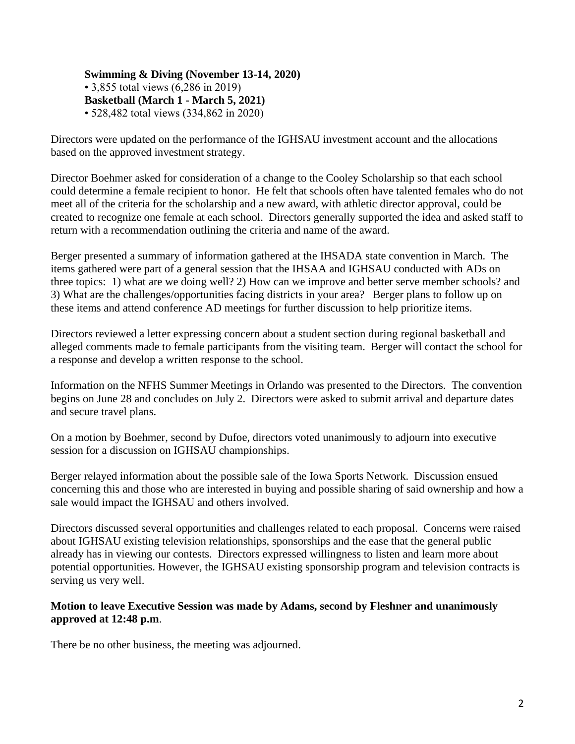**Swimming & Diving (November 13-14, 2020)**
• 3,855 total views (6,286 in 2019)
**Basketball (March 1 - March 5, 2021)**
• 528,482 total views (334,862 in 2020)

Directors were updated on the performance of the IGHSAU investment account and the allocations based on the approved investment strategy.

Director Boehmer asked for consideration of a change to the Cooley Scholarship so that each school could determine a female recipient to honor. He felt that schools often have talented females who do not meet all of the criteria for the scholarship and a new award, with athletic director approval, could be created to recognize one female at each school. Directors generally supported the idea and asked staff to return with a recommendation outlining the criteria and name of the award.

Berger presented a summary of information gathered at the IHSADA state convention in March. The items gathered were part of a general session that the IHSAA and IGHSAU conducted with ADs on three topics: 1) what are we doing well? 2) How can we improve and better serve member schools? and 3) What are the challenges/opportunities facing districts in your area? Berger plans to follow up on these items and attend conference AD meetings for further discussion to help prioritize items.

Directors reviewed a letter expressing concern about a student section during regional basketball and alleged comments made to female participants from the visiting team. Berger will contact the school for a response and develop a written response to the school.

Information on the NFHS Summer Meetings in Orlando was presented to the Directors. The convention begins on June 28 and concludes on July 2. Directors were asked to submit arrival and departure dates and secure travel plans.

On a motion by Boehmer, second by Dufoe, directors voted unanimously to adjourn into executive session for a discussion on IGHSAU championships.

Berger relayed information about the possible sale of the Iowa Sports Network. Discussion ensued concerning this and those who are interested in buying and possible sharing of said ownership and how a sale would impact the IGHSAU and others involved.

Directors discussed several opportunities and challenges related to each proposal. Concerns were raised about IGHSAU existing television relationships, sponsorships and the ease that the general public already has in viewing our contests. Directors expressed willingness to listen and learn more about potential opportunities. However, the IGHSAU existing sponsorship program and television contracts is serving us very well.

**Motion to leave Executive Session was made by Adams, second by Fleshner and unanimously approved at 12:48 p.m**.

There be no other business, the meeting was adjourned.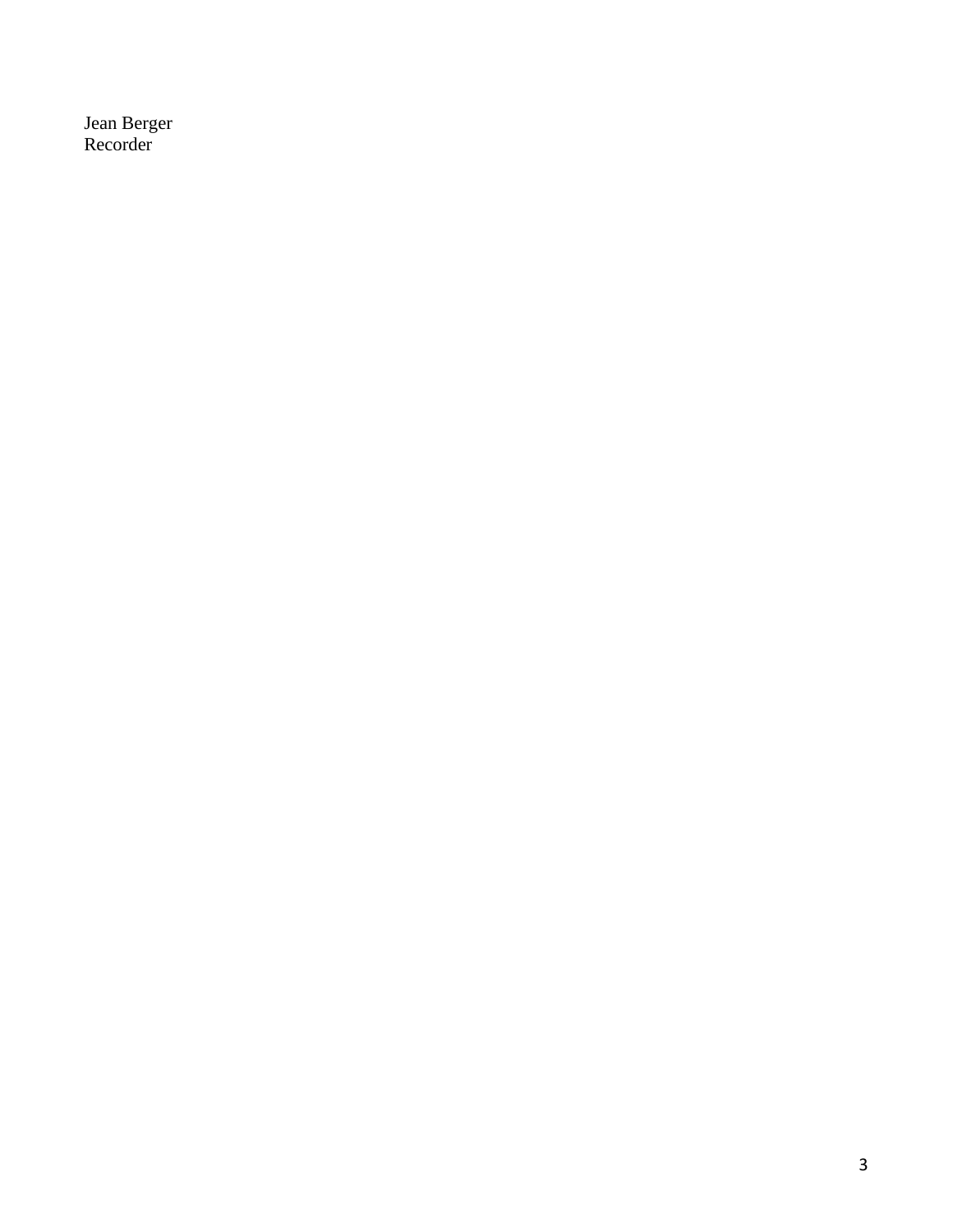Jean Berger
Recorder